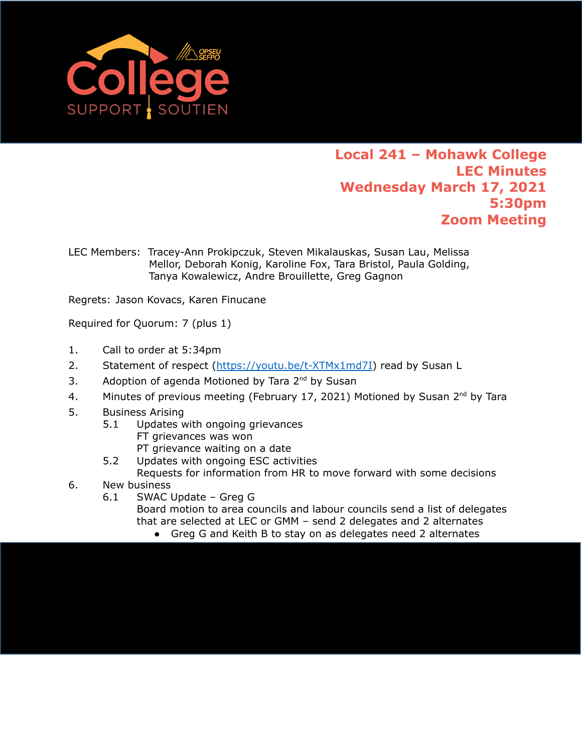# Local 241 – Mohawk College
# LEC Minutes
# Wednesday March 17, 2021
# 5:30pm
# Zoom Meeting

LEC Members: Tracey-Ann Prokipczuk, Steven Mikalauskas, Susan Lau, Melissa Mellor, Deborah Konig, Karoline Fox, Tara Bristol, Paula Golding, Tanya Kowalewicz, Andre Brouillette, Greg Gagnon

Regrets: Jason Kovacs, Karen Finucane

Required for Quorum: 7 (plus 1)

1. Call to order at 5:34pm
2. Statement of respect (https://youtu.be/t-XTMx1md7I) read by Susan L
3. Adoption of agenda Motioned by Tara 2nd by Susan
4. Minutes of previous meeting (February 17, 2021) Motioned by Susan 2nd by Tara
5. Business Arising
   - 5.1 Updates with ongoing grievances
     FT grievances was won
     PT grievance waiting on a date
   - 5.2 Updates with ongoing ESC activities
     Requests for information from HR to move forward with some decisions
6. New business
   - 6.1 SWAC Update – Greg G
     Board motion to area councils and labour councils send a list of delegates that are selected at LEC or GMM – send 2 delegates and 2 alternates
     - Greg G and Keith B to stay on as delegates need 2 alternates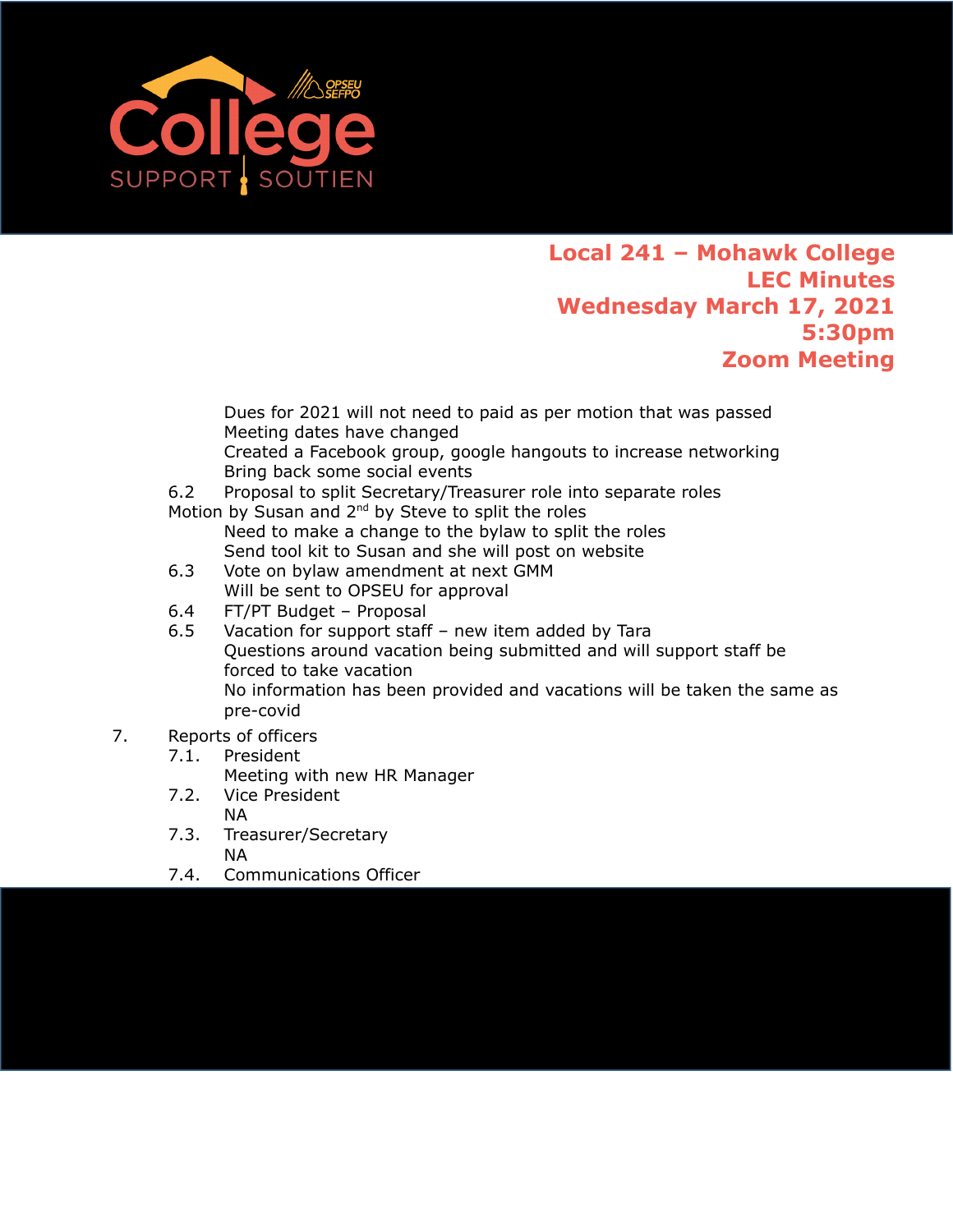**Local 241 – Mohawk College**
**LEC Minutes**
**Wednesday March 17, 2021**
**5:30pm**
**Zoom Meeting**

Dues for 2021 will not need to paid as per motion that was passed
Meeting dates have changed
Created a Facebook group, google hangouts to increase networking
Bring back some social events

6.2 Proposal to split Secretary/Treasurer role into separate roles
Motion by Susan and 2nd by Steve to split the roles
Need to make a change to the bylaw to split the roles
Send tool kit to Susan and she will post on website

6.3 Vote on bylaw amendment at next GMM
Will be sent to OPSEU for approval

6.4 FT/PT Budget – Proposal

6.5 Vacation for support staff – new item added by Tara
Questions around vacation being submitted and will support staff be forced to take vacation
No information has been provided and vacations will be taken the same as pre-covid

7. Reports of officers
   7.1. President
   Meeting with new HR Manager
   7.2. Vice President
   NA
   7.3. Treasurer/Secretary
   NA
   7.4. Communications Officer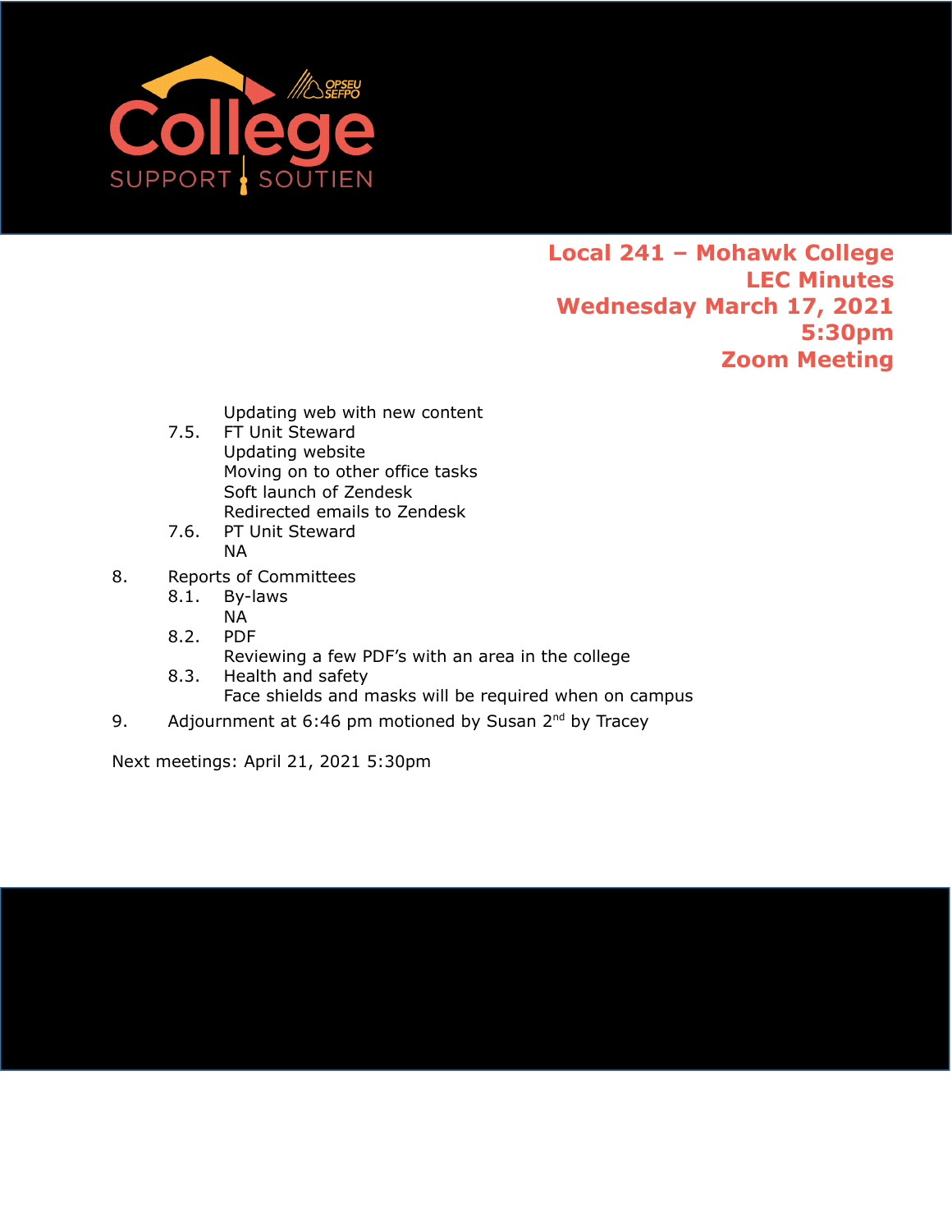Updating web with new content

7.5. FT Unit Steward
   Updating website
   Moving on to other office tasks
   Soft launch of Zendesk
   Redirected emails to Zendesk

7.6. PT Unit Steward
   NA

8. Reports of Committees

   8.1. By-laws
   NA

   8.2. PDF
   Reviewing a few PDF's with an area in the college

   8.3. Health and safety
   Face shields and masks will be required when on campus

9. Adjournment at 6:46 pm motioned by Susan 2nd by Tracey

Next meetings: April 21, 2021 5:30pm